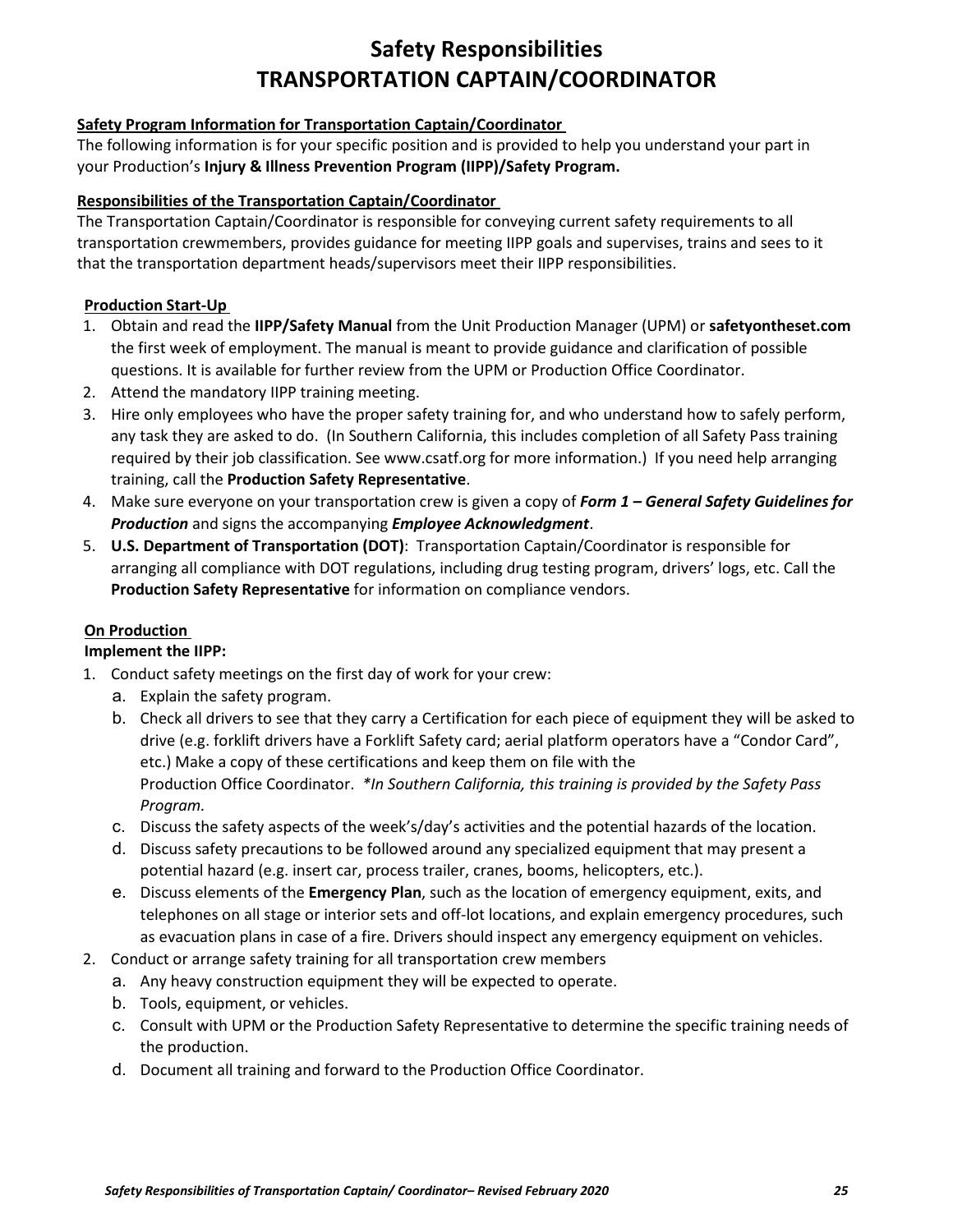# Safety Responsibilities
# TRANSPORTATION CAPTAIN/COORDINATOR

**Safety Program Information for Transportation Captain/Coordinator**

The following information is for your specific position and is provided to help you understand your part in your Production's **Injury & Illness Prevention Program (IIPP)/Safety Program.**

**Responsibilities of the Transportation Captain/Coordinator**

The Transportation Captain/Coordinator is responsible for conveying current safety requirements to all transportation crewmembers, provides guidance for meeting IIPP goals and supervises, trains and sees to it that the transportation department heads/supervisors meet their IIPP responsibilities.

**Production Start-Up**

1. Obtain and read the **IIPP/Safety Manual** from the Unit Production Manager (UPM) or **safetyontheset.com** the first week of employment. The manual is meant to provide guidance and clarification of possible questions. It is available for further review from the UPM or Production Office Coordinator.
2. Attend the mandatory IIPP training meeting.
3. Hire only employees who have the proper safety training for, and who understand how to safely perform, any task they are asked to do. (In Southern California, this includes completion of all Safety Pass training required by their job classification. See www.csatf.org for more information.) If you need help arranging training, call the **Production Safety Representative**.
4. Make sure everyone on your transportation crew is given a copy of ***Form 1 – General Safety Guidelines for Production*** and signs the accompanying ***Employee Acknowledgment***.
5. **U.S. Department of Transportation (DOT)**: Transportation Captain/Coordinator is responsible for arranging all compliance with DOT regulations, including drug testing program, drivers' logs, etc. Call the **Production Safety Representative** for information on compliance vendors.

**On Production**

**Implement the IIPP:**

1. Conduct safety meetings on the first day of work for your crew:
   a. Explain the safety program.
   b. Check all drivers to see that they carry a Certification for each piece of equipment they will be asked to drive (e.g. forklift drivers have a Forklift Safety card; aerial platform operators have a "Condor Card", etc.) Make a copy of these certifications and keep them on file with the Production Office Coordinator. *\*In Southern California, this training is provided by the Safety Pass Program.*
   c. Discuss the safety aspects of the week's/day's activities and the potential hazards of the location.
   d. Discuss safety precautions to be followed around any specialized equipment that may present a potential hazard (e.g. insert car, process trailer, cranes, booms, helicopters, etc.).
   e. Discuss elements of the **Emergency Plan**, such as the location of emergency equipment, exits, and telephones on all stage or interior sets and off-lot locations, and explain emergency procedures, such as evacuation plans in case of a fire. Drivers should inspect any emergency equipment on vehicles.
2. Conduct or arrange safety training for all transportation crew members
   a. Any heavy construction equipment they will be expected to operate.
   b. Tools, equipment, or vehicles.
   c. Consult with UPM or the Production Safety Representative to determine the specific training needs of the production.
   d. Document all training and forward to the Production Office Coordinator.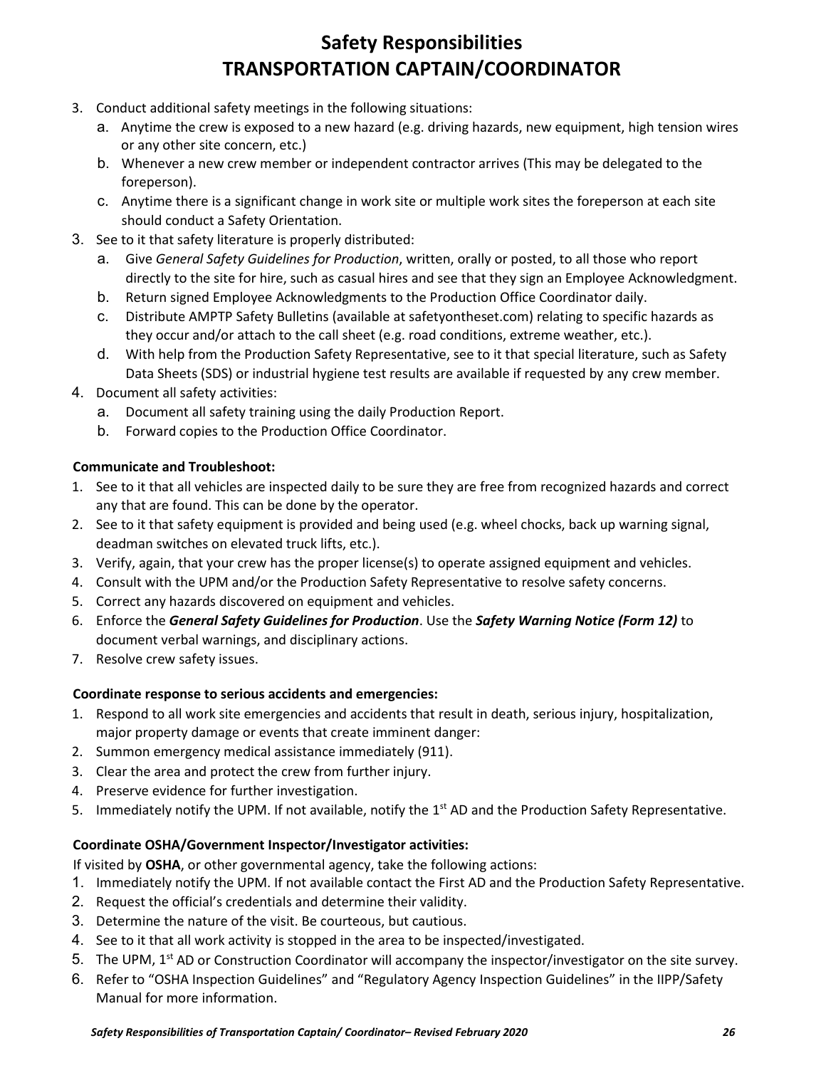# Safety Responsibilities
# TRANSPORTATION CAPTAIN/COORDINATOR

3. Conduct additional safety meetings in the following situations:
   a. Anytime the crew is exposed to a new hazard (e.g. driving hazards, new equipment, high tension wires or any other site concern, etc.)
   b. Whenever a new crew member or independent contractor arrives (This may be delegated to the foreperson).
   c. Anytime there is a significant change in work site or multiple work sites the foreperson at each site should conduct a Safety Orientation.
3. See to it that safety literature is properly distributed:
   a. Give *General Safety Guidelines for Production*, written, orally or posted, to all those who report directly to the site for hire, such as casual hires and see that they sign an Employee Acknowledgment.
   b. Return signed Employee Acknowledgments to the Production Office Coordinator daily.
   c. Distribute AMPTP Safety Bulletins (available at safetyontheset.com) relating to specific hazards as they occur and/or attach to the call sheet (e.g. road conditions, extreme weather, etc.).
   d. With help from the Production Safety Representative, see to it that special literature, such as Safety Data Sheets (SDS) or industrial hygiene test results are available if requested by any crew member.
4. Document all safety activities:
   a. Document all safety training using the daily Production Report.
   b. Forward copies to the Production Office Coordinator.

**Communicate and Troubleshoot:**

1. See to it that all vehicles are inspected daily to be sure they are free from recognized hazards and correct any that are found. This can be done by the operator.
2. See to it that safety equipment is provided and being used (e.g. wheel chocks, back up warning signal, deadman switches on elevated truck lifts, etc.).
3. Verify, again, that your crew has the proper license(s) to operate assigned equipment and vehicles.
4. Consult with the UPM and/or the Production Safety Representative to resolve safety concerns.
5. Correct any hazards discovered on equipment and vehicles.
6. Enforce the ***General Safety Guidelines for Production***. Use the ***Safety Warning Notice (Form 12)*** to document verbal warnings, and disciplinary actions.
7. Resolve crew safety issues.

**Coordinate response to serious accidents and emergencies:**

1. Respond to all work site emergencies and accidents that result in death, serious injury, hospitalization, major property damage or events that create imminent danger:
2. Summon emergency medical assistance immediately (911).
3. Clear the area and protect the crew from further injury.
4. Preserve evidence for further investigation.
5. Immediately notify the UPM. If not available, notify the 1st AD and the Production Safety Representative.

**Coordinate OSHA/Government Inspector/Investigator activities:**

If visited by **OSHA**, or other governmental agency, take the following actions:

1. Immediately notify the UPM. If not available contact the First AD and the Production Safety Representative.
2. Request the official's credentials and determine their validity.
3. Determine the nature of the visit. Be courteous, but cautious.
4. See to it that all work activity is stopped in the area to be inspected/investigated.
5. The UPM, 1st AD or Construction Coordinator will accompany the inspector/investigator on the site survey.
6. Refer to "OSHA Inspection Guidelines" and "Regulatory Agency Inspection Guidelines" in the IIPP/Safety Manual for more information.